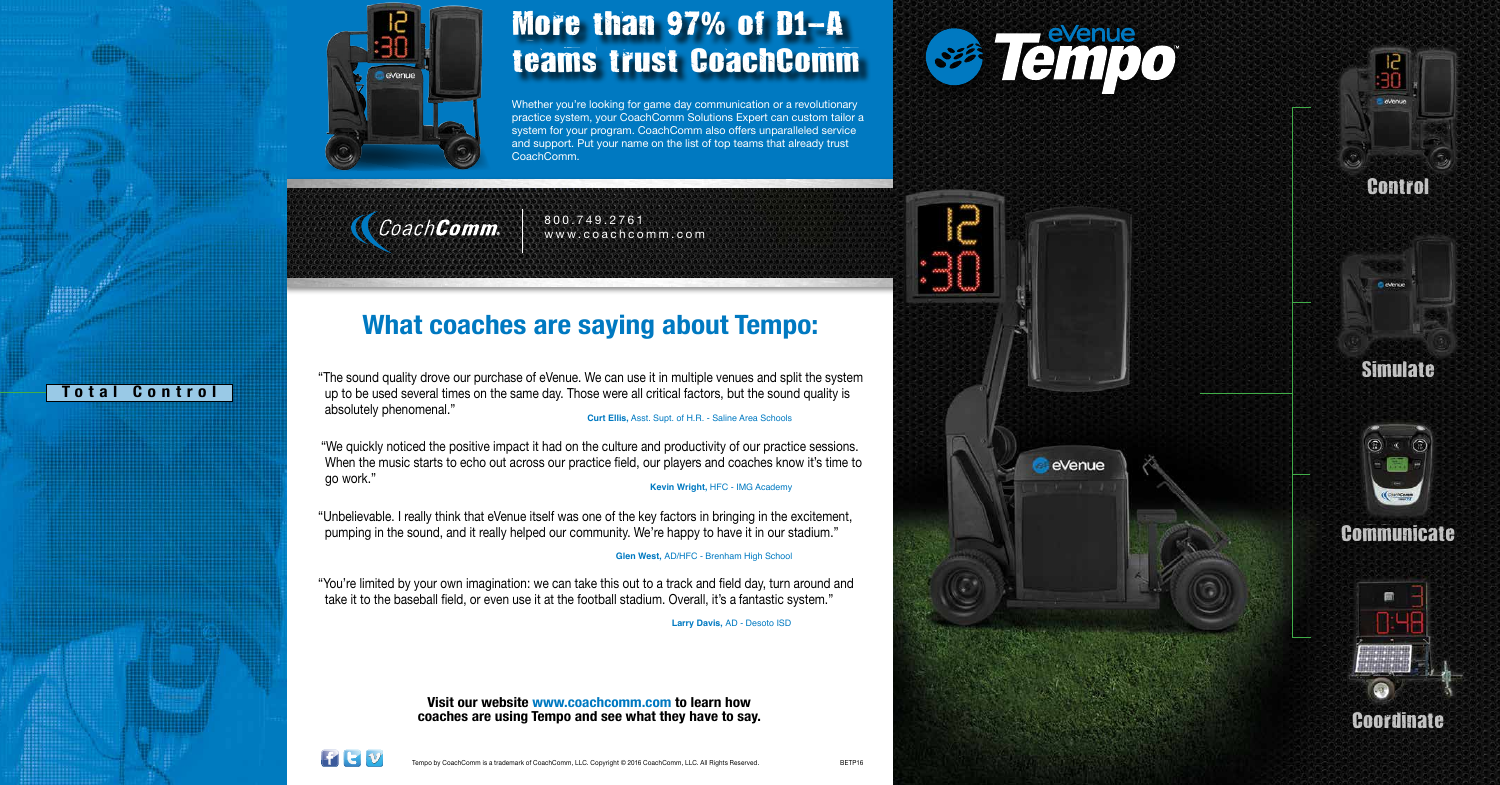# More than 97% of D1-A teams trust CoachComm

Whether you're looking for game day communication or a revolutionary practice system, your CoachComm Solutions Expert can custom tailor a system for your program. CoachComm also offers unparalleled service and support. Put your name on the list of top teams that already trust CoachComm.

CoachComm

800.749.2761
www.coachcomm.com

**Total Control**

## What coaches are saying about Tempo:

"The sound quality drove our purchase of eVenue. We can use it in multiple venues and split the system up to be used several times on the same day. Those were all critical factors, but the sound quality is absolutely phenomenal."

**Curt Ellis,** Asst. Supt. of H.R. - Saline Area Schools

"We quickly noticed the positive impact it had on the culture and productivity of our practice sessions. When the music starts to echo out across our practice field, our players and coaches know it's time to go work."

**Kevin Wright,** HFC - IMG Academy

"Unbelievable. I really think that eVenue itself was one of the key factors in bringing in the excitement, pumping in the sound, and it really helped our community. We're happy to have it in our stadium."

**Glen West,** AD/HFC - Brenham High School

"You're limited by your own imagination: we can take this out to a track and field day, turn around and take it to the baseball field, or even use it at the football stadium. Overall, it's a fantastic system."

**Larry Davis,** AD - Desoto ISD

**Visit our website www.coachcomm.com to learn how coaches are using Tempo and see what they have to say.**

Tempo by CoachComm is a trademark of CoachComm, LLC. Copyright © 2016 CoachComm, LLC. All Rights Reserved.

BETP16

# eVenue Tempo

- Control
- Simulate
- Communicate
- Coordinate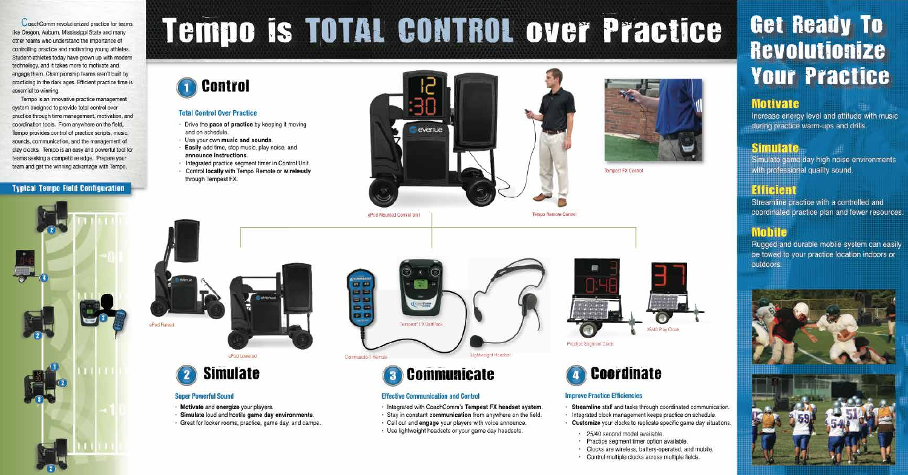CoachComm revolutionized practice for teams like Oregon, Auburn, Mississippi State and many other teams who understand the importance of controlling practice and motivating young athletes. Student-athletes today have grown up with modern technology, and it takes more to motivate and engage them. Championship teams aren't built by practicing in the dark ages. Efficient practice time is essential to winning.

Tempo is an innovative practice management system designed to provide total control over practice through time management, motivation, and coordination tools. From anywhere on the field, Tempo provides control of practice scripts, music, sounds, communication, and the management of play clocks. Tempo is an easy and powerful tool for teams seeking a competitive edge. Prepare your team and get the winning advantage with Tempo.

### Typical Tempo Field Configuration

# Tempo is TOTAL CONTROL over Practice

## 1 Control

### Total Control Over Practice

- Drive the **pace of practice** by keeping it moving and on schedule.
- Use your own **music and sounds**.
- **Easily** add time, stop music, play noise, and **announce instructions**.
- Integrated practice segment timer in Control Unit.
- Control **locally** with Tempo Remote or **wirelessly** through Tempest FX.

ePod Mounted Control Unit

Tempo Remote Control

Tempest FX Control

ePod Raised

ePod Lowered

## 2 Simulate

### Super Powerful Sound

- **Motivate** and **energize** your players.
- **Simulate** loud and hostile **game day environments**.
- Great for locker rooms, practice, game day, and camps.

Commando-1 Remote

Tempest FX BeltPack

Lightweight Headset

## 3 Communicate

### Effective Communication and Control

- Integrated with CoachComm's **Tempest FX headset system**.
- Stay in constant **communication** from anywhere on the field.
- Call out and **engage** your players with voice announce.
- Use lightweight headsets or your game day headsets.

Practice Segment Clock

25/40 Play Clock

## 4 Coordinate

### Improve Practice Efficiencies

- **Streamline** staff and tasks through coordinated communication.
- Integrated clock management keeps practice on schedule.
- **Customize** your clocks to replicate specific game day situations.
  - 25/40 second model available.
  - Practice segment timer option available.
  - Clocks are wireless, battery-operated, and mobile.
  - Control multiple clocks across multiple fields.

# Get Ready To Revolutionize Your Practice

### Motivate

Increase energy level and attitude with music during practice warm-ups and drills.

### Simulate

Simulate game day high noise environments with professional quality sound.

### Efficient

Streamline practice with a controlled and coordinated practice plan and fewer resources.

### Mobile

Rugged and durable mobile system can easily be towed to your practice location indoors or outdoors.